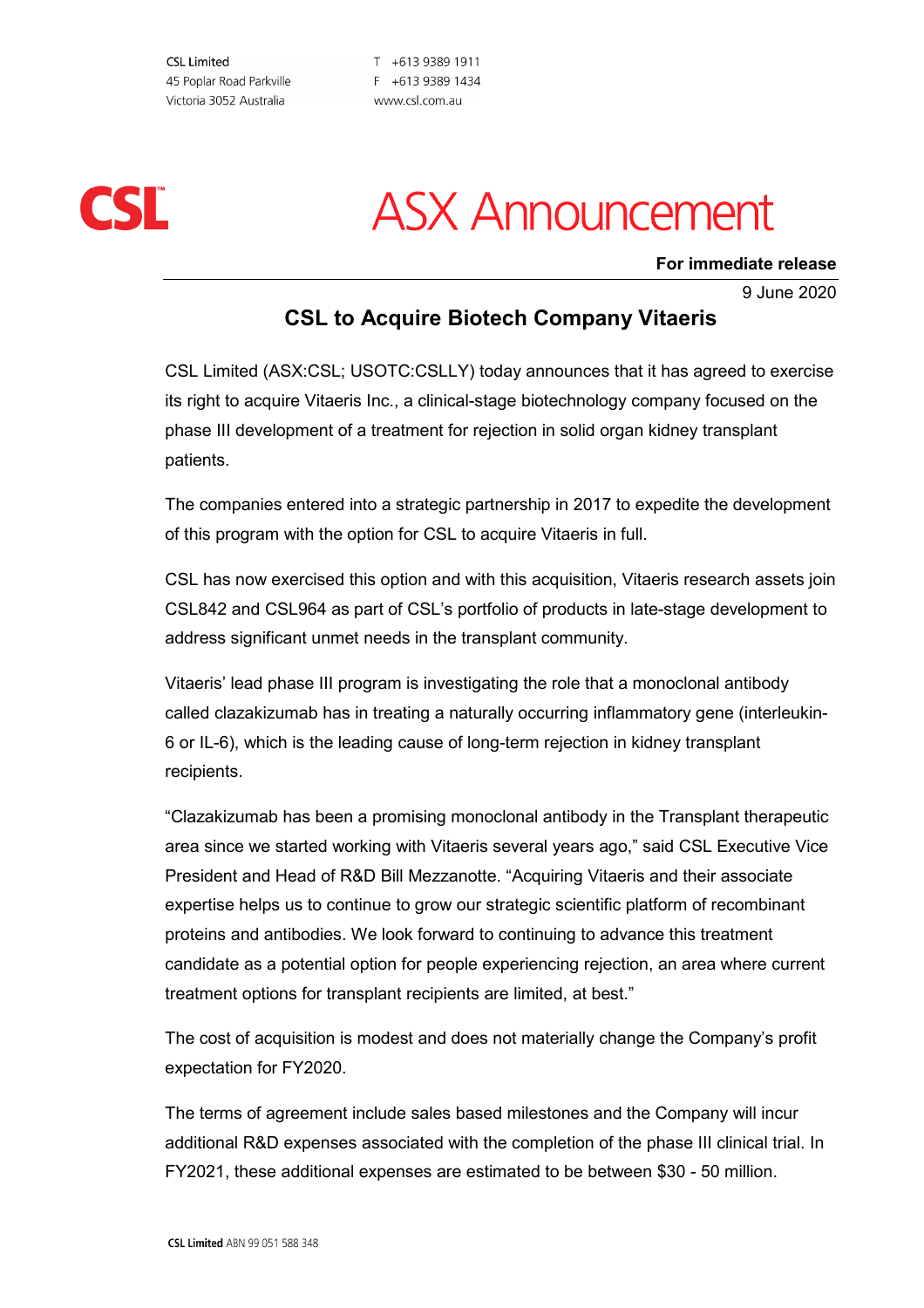CSL Limited
45 Poplar Road Parkville
Victoria 3052 Australia

T +613 9389 1911
F +613 9389 1434
www.csl.com.au

CSL

# ASX Announcement

**For immediate release**

9 June 2020

## CSL to Acquire Biotech Company Vitaeris

CSL Limited (ASX:CSL; USOTC:CSLLY) today announces that it has agreed to exercise its right to acquire Vitaeris Inc., a clinical-stage biotechnology company focused on the phase III development of a treatment for rejection in solid organ kidney transplant patients.

The companies entered into a strategic partnership in 2017 to expedite the development of this program with the option for CSL to acquire Vitaeris in full.

CSL has now exercised this option and with this acquisition, Vitaeris research assets join CSL842 and CSL964 as part of CSL's portfolio of products in late-stage development to address significant unmet needs in the transplant community.

Vitaeris' lead phase III program is investigating the role that a monoclonal antibody called clazakizumab has in treating a naturally occurring inflammatory gene (interleukin-6 or IL-6), which is the leading cause of long-term rejection in kidney transplant recipients.

"Clazakizumab has been a promising monoclonal antibody in the Transplant therapeutic area since we started working with Vitaeris several years ago," said CSL Executive Vice President and Head of R&D Bill Mezzanotte. "Acquiring Vitaeris and their associate expertise helps us to continue to grow our strategic scientific platform of recombinant proteins and antibodies. We look forward to continuing to advance this treatment candidate as a potential option for people experiencing rejection, an area where current treatment options for transplant recipients are limited, at best."

The cost of acquisition is modest and does not materially change the Company's profit expectation for FY2020.

The terms of agreement include sales based milestones and the Company will incur additional R&D expenses associated with the completion of the phase III clinical trial. In FY2021, these additional expenses are estimated to be between $30 - 50 million.

**CSL Limited** ABN 99 051 588 348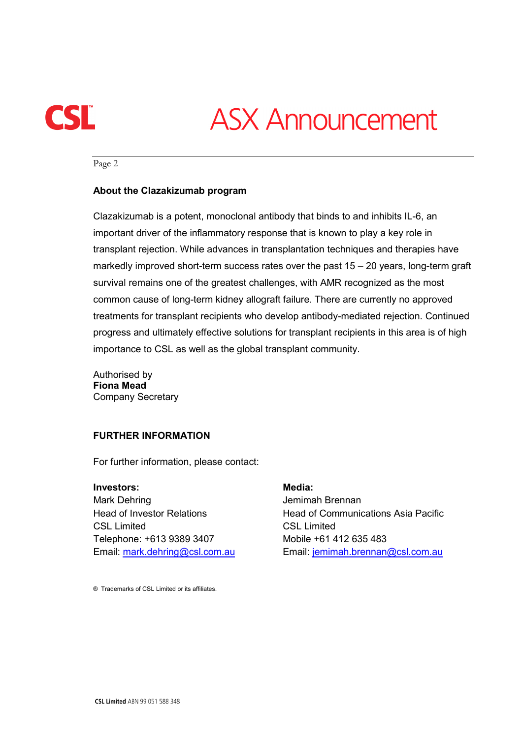**About the Clazakizumab program**

Clazakizumab is a potent, monoclonal antibody that binds to and inhibits IL-6, an important driver of the inflammatory response that is known to play a key role in transplant rejection. While advances in transplantation techniques and therapies have markedly improved short-term success rates over the past 15 – 20 years, long-term graft survival remains one of the greatest challenges, with AMR recognized as the most common cause of long-term kidney allograft failure. There are currently no approved treatments for transplant recipients who develop antibody-mediated rejection. Continued progress and ultimately effective solutions for transplant recipients in this area is of high importance to CSL as well as the global transplant community.

Authorised by
**Fiona Mead**
Company Secretary

**FURTHER INFORMATION**

For further information, please contact:

**Investors:**
Mark Dehring
Head of Investor Relations
CSL Limited
Telephone: +613 9389 3407
Email: mark.dehring@csl.com.au

**Media:**
Jemimah Brennan
Head of Communications Asia Pacific
CSL Limited
Mobile +61 412 635 483
Email: jemimah.brennan@csl.com.au

® Trademarks of CSL Limited or its affiliates.